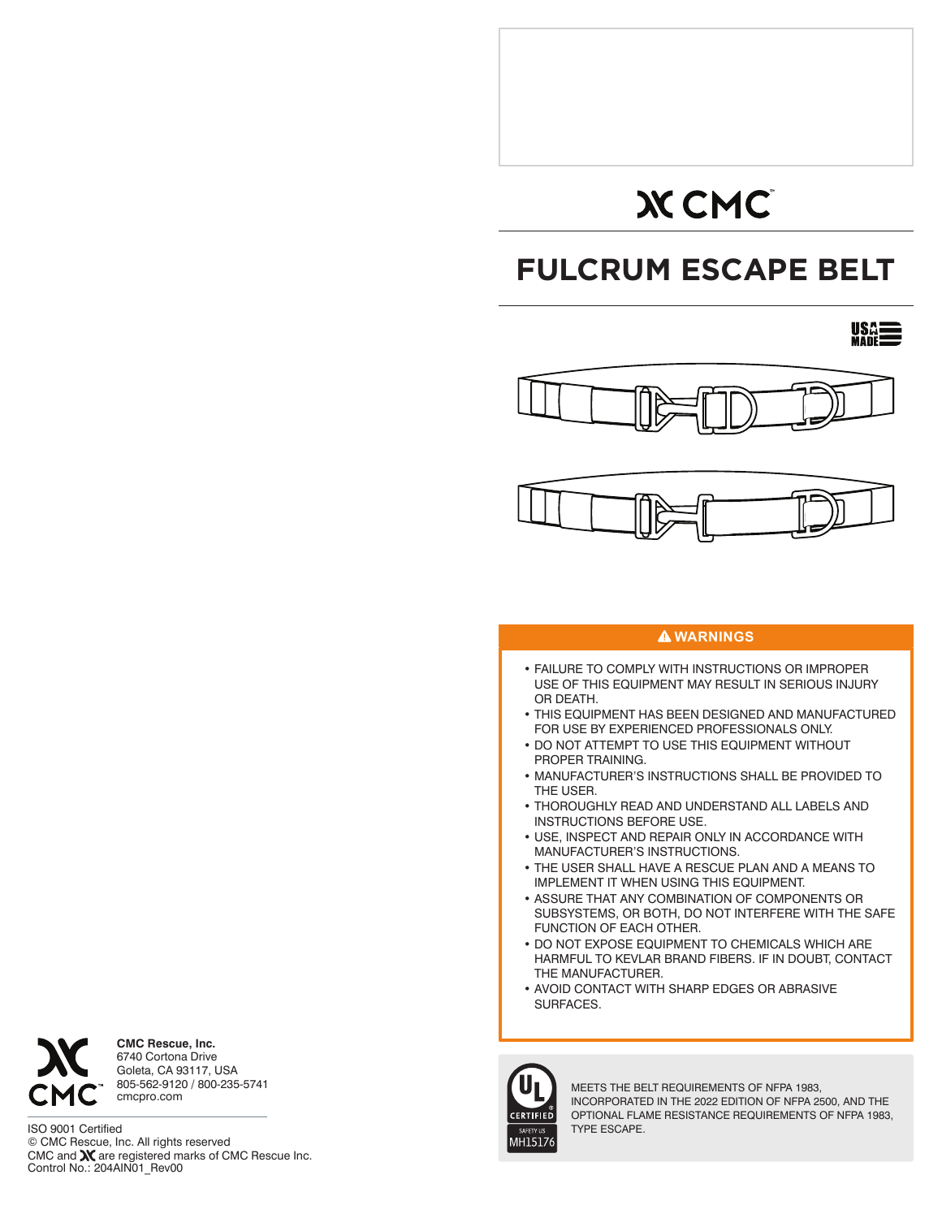# CMC

# FULCRUM ESCAPE BELT

USA MADE

## ⚠ WARNINGS

- FAILURE TO COMPLY WITH INSTRUCTIONS OR IMPROPER USE OF THIS EQUIPMENT MAY RESULT IN SERIOUS INJURY OR DEATH.
- THIS EQUIPMENT HAS BEEN DESIGNED AND MANUFACTURED FOR USE BY EXPERIENCED PROFESSIONALS ONLY.
- DO NOT ATTEMPT TO USE THIS EQUIPMENT WITHOUT PROPER TRAINING.
- MANUFACTURER'S INSTRUCTIONS SHALL BE PROVIDED TO THE USER.
- THOROUGHLY READ AND UNDERSTAND ALL LABELS AND INSTRUCTIONS BEFORE USE.
- USE, INSPECT AND REPAIR ONLY IN ACCORDANCE WITH MANUFACTURER'S INSTRUCTIONS.
- THE USER SHALL HAVE A RESCUE PLAN AND A MEANS TO IMPLEMENT IT WHEN USING THIS EQUIPMENT.
- ASSURE THAT ANY COMBINATION OF COMPONENTS OR SUBSYSTEMS, OR BOTH, DO NOT INTERFERE WITH THE SAFE FUNCTION OF EACH OTHER.
- DO NOT EXPOSE EQUIPMENT TO CHEMICALS WHICH ARE HARMFUL TO KEVLAR BRAND FIBERS. IF IN DOUBT, CONTACT THE MANUFACTURER.
- AVOID CONTACT WITH SHARP EDGES OR ABRASIVE SURFACES.

UL CERTIFIED SAFETY US MH15176

MEETS THE BELT REQUIREMENTS OF NFPA 1983, INCORPORATED IN THE 2022 EDITION OF NFPA 2500, AND THE OPTIONAL FLAME RESISTANCE REQUIREMENTS OF NFPA 1983, TYPE ESCAPE.

**CMC Rescue, Inc.**
6740 Cortona Drive
Goleta, CA 93117, USA
805-562-9120 / 800-235-5741
cmcpro.com

ISO 9001 Certified
© CMC Rescue, Inc. All rights reserved
CMC and ЖC are registered marks of CMC Rescue Inc.
Control No.: 204AIN01_Rev00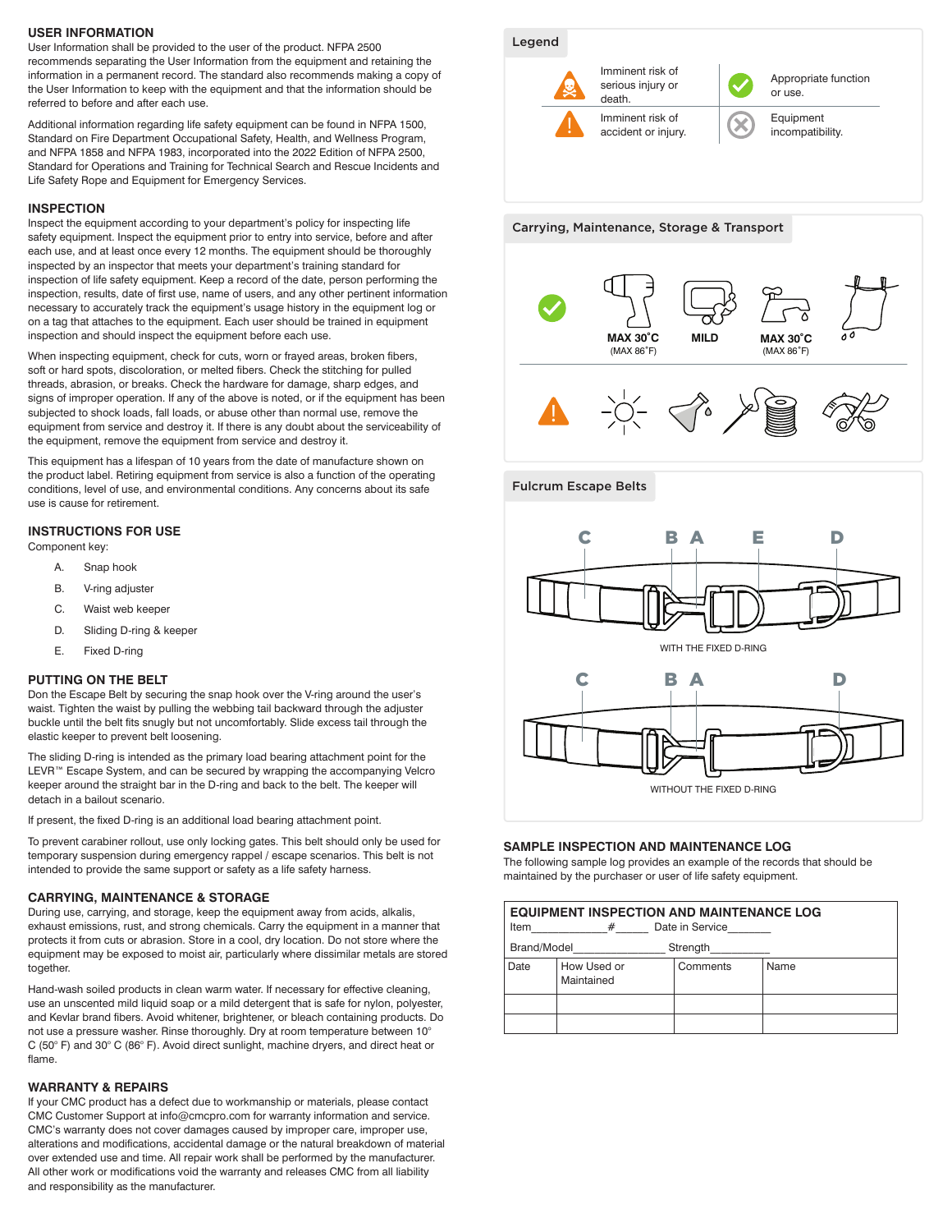## USER INFORMATION

User Information shall be provided to the user of the product. NFPA 2500 recommends separating the User Information from the equipment and retaining the information in a permanent record. The standard also recommends making a copy of the User Information to keep with the equipment and that the information should be referred to before and after each use.

Additional information regarding life safety equipment can be found in NFPA 1500, Standard on Fire Department Occupational Safety, Health, and Wellness Program, and NFPA 1858 and NFPA 1983, incorporated into the 2022 Edition of NFPA 2500, Standard for Operations and Training for Technical Search and Rescue Incidents and Life Safety Rope and Equipment for Emergency Services.

## INSPECTION

Inspect the equipment according to your department's policy for inspecting life safety equipment. Inspect the equipment prior to entry into service, before and after each use, and at least once every 12 months. The equipment should be thoroughly inspected by an inspector that meets your department's training standard for inspection of life safety equipment. Keep a record of the date, person performing the inspection, results, date of first use, name of users, and any other pertinent information necessary to accurately track the equipment's usage history in the equipment log or on a tag that attaches to the equipment. Each user should be trained in equipment inspection and should inspect the equipment before each use.

When inspecting equipment, check for cuts, worn or frayed areas, broken fibers, soft or hard spots, discoloration, or melted fibers. Check the stitching for pulled threads, abrasion, or breaks. Check the hardware for damage, sharp edges, and signs of improper operation. If any of the above is noted, or if the equipment has been subjected to shock loads, fall loads, or abuse other than normal use, remove the equipment from service and destroy it. If there is any doubt about the serviceability of the equipment, remove the equipment from service and destroy it.

This equipment has a lifespan of 10 years from the date of manufacture shown on the product label. Retiring equipment from service is also a function of the operating conditions, level of use, and environmental conditions. Any concerns about its safe use is cause for retirement.

## INSTRUCTIONS FOR USE

Component key:

- A. Snap hook
- B. V-ring adjuster
- C. Waist web keeper
- D. Sliding D-ring & keeper
- E. Fixed D-ring

## PUTTING ON THE BELT

Don the Escape Belt by securing the snap hook over the V-ring around the user's waist. Tighten the waist by pulling the webbing tail backward through the adjuster buckle until the belt fits snugly but not uncomfortably. Slide excess tail through the elastic keeper to prevent belt loosening.

The sliding D-ring is intended as the primary load bearing attachment point for the LEVR™ Escape System, and can be secured by wrapping the accompanying Velcro keeper around the straight bar in the D-ring and back to the belt. The keeper will detach in a bailout scenario.

If present, the fixed D-ring is an additional load bearing attachment point.

To prevent carabiner rollout, use only locking gates. This belt should only be used for temporary suspension during emergency rappel / escape scenarios. This belt is not intended to provide the same support or safety as a life safety harness.

## CARRYING, MAINTENANCE & STORAGE

During use, carrying, and storage, keep the equipment away from acids, alkalis, exhaust emissions, rust, and strong chemicals. Carry the equipment in a manner that protects it from cuts or abrasion. Store in a cool, dry location. Do not store where the equipment may be exposed to moist air, particularly where dissimilar metals are stored together.

Hand-wash soiled products in clean warm water. If necessary for effective cleaning, use an unscented mild liquid soap or a mild detergent that is safe for nylon, polyester, and Kevlar brand fibers. Avoid whitener, brightener, or bleach containing products. Do not use a pressure washer. Rinse thoroughly. Dry at room temperature between 10° C (50° F) and 30° C (86° F). Avoid direct sunlight, machine dryers, and direct heat or flame.

## WARRANTY & REPAIRS

If your CMC product has a defect due to workmanship or materials, please contact CMC Customer Support at info@cmcpro.com for warranty information and service. CMC's warranty does not cover damages caused by improper care, improper use, alterations and modifications, accidental damage or the natural breakdown of material over extended use and time. All repair work shall be performed by the manufacturer. All other work or modifications void the warranty and releases CMC from all liability and responsibility as the manufacturer.

### Legend

Imminent risk of serious injury or death.

Appropriate function or use.

Imminent risk of accident or injury.

Equipment incompatibility.

### Carrying, Maintenance, Storage & Transport

MAX 30˚C (MAX 86˚F)

MILD

MAX 30˚C (MAX 86˚F)

### Fulcrum Escape Belts

C B A E D

WITH THE FIXED D-RING

C B A D

WITHOUT THE FIXED D-RING

## SAMPLE INSPECTION AND MAINTENANCE LOG

The following sample log provides an example of the records that should be maintained by the purchaser or user of life safety equipment.

**EQUIPMENT INSPECTION AND MAINTENANCE LOG**

Item____________#_____ Date in Service_______

Brand/Model_______________ Strength__________

| Date | How Used or Maintained | Comments | Name |
|---|---|---|---|
| | | | |
| | | | |